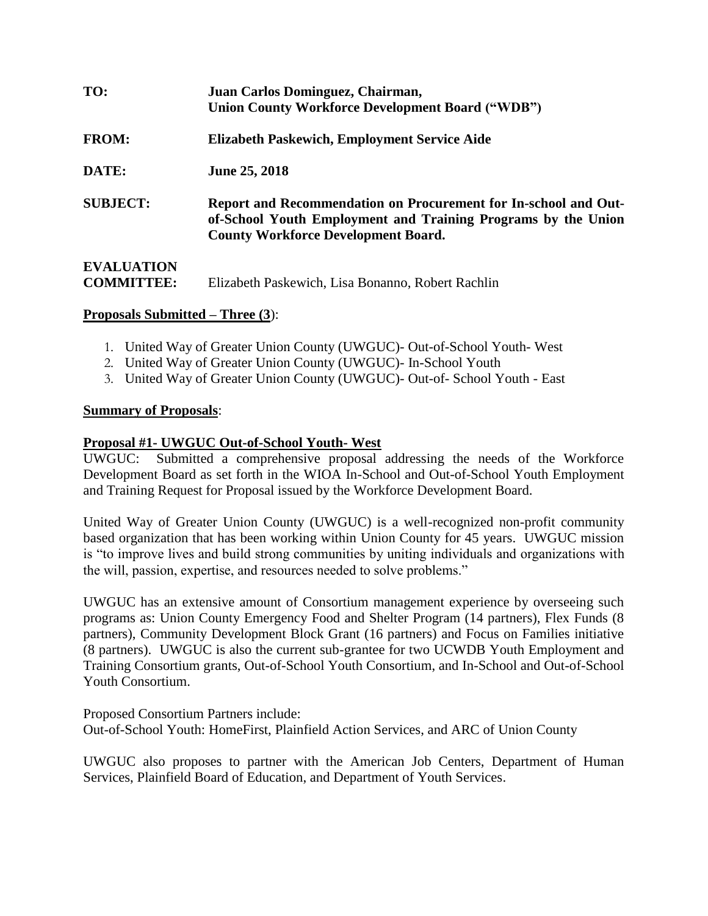**TO:** **Juan Carlos Dominguez, Chairman, Union County Workforce Development Board ("WDB")**

**FROM:** **Elizabeth Paskewich, Employment Service Aide**

**DATE:** **June 25, 2018**

**SUBJECT:** **Report and Recommendation on Procurement for In-school and Out-of-School Youth Employment and Training Programs by the Union County Workforce Development Board.**

**EVALUATION COMMITTEE:** Elizabeth Paskewich, Lisa Bonanno, Robert Rachlin

**Proposals Submitted – Three (3)**:

1. United Way of Greater Union County (UWGUC)- Out-of-School Youth- West
2. United Way of Greater Union County (UWGUC)- In-School Youth
3. United Way of Greater Union County (UWGUC)- Out-of- School Youth - East

**Summary of Proposals**:

**Proposal #1- UWGUC Out-of-School Youth- West**

UWGUC: Submitted a comprehensive proposal addressing the needs of the Workforce Development Board as set forth in the WIOA In-School and Out-of-School Youth Employment and Training Request for Proposal issued by the Workforce Development Board.

United Way of Greater Union County (UWGUC) is a well-recognized non-profit community based organization that has been working within Union County for 45 years. UWGUC mission is "to improve lives and build strong communities by uniting individuals and organizations with the will, passion, expertise, and resources needed to solve problems."

UWGUC has an extensive amount of Consortium management experience by overseeing such programs as: Union County Emergency Food and Shelter Program (14 partners), Flex Funds (8 partners), Community Development Block Grant (16 partners) and Focus on Families initiative (8 partners). UWGUC is also the current sub-grantee for two UCWDB Youth Employment and Training Consortium grants, Out-of-School Youth Consortium, and In-School and Out-of-School Youth Consortium.

Proposed Consortium Partners include:
Out-of-School Youth: HomeFirst, Plainfield Action Services, and ARC of Union County

UWGUC also proposes to partner with the American Job Centers, Department of Human Services, Plainfield Board of Education, and Department of Youth Services.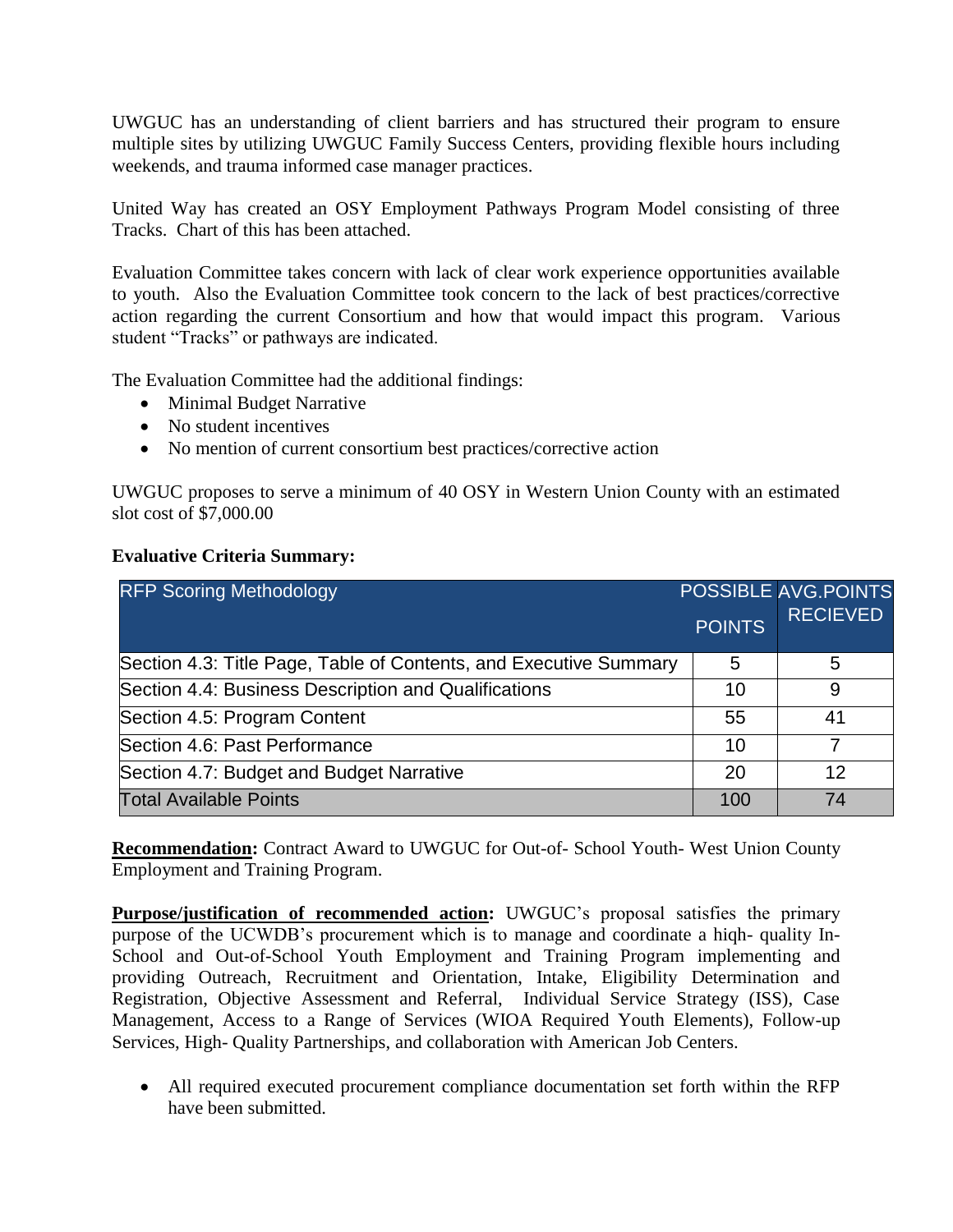UWGUC has an understanding of client barriers and has structured their program to ensure multiple sites by utilizing UWGUC Family Success Centers, providing flexible hours including weekends, and trauma informed case manager practices.

United Way has created an OSY Employment Pathways Program Model consisting of three Tracks. Chart of this has been attached.

Evaluation Committee takes concern with lack of clear work experience opportunities available to youth. Also the Evaluation Committee took concern to the lack of best practices/corrective action regarding the current Consortium and how that would impact this program. Various student "Tracks" or pathways are indicated.

The Evaluation Committee had the additional findings:

- Minimal Budget Narrative
- No student incentives
- No mention of current consortium best practices/corrective action

UWGUC proposes to serve a minimum of 40 OSY in Western Union County with an estimated slot cost of $7,000.00

**Evaluative Criteria Summary:**

| RFP Scoring Methodology | POSSIBLE POINTS | AVG.POINTS RECIEVED |
|---|---|---|
| Section 4.3: Title Page, Table of Contents, and Executive Summary | 5 | 5 |
| Section 4.4: Business Description and Qualifications | 10 | 9 |
| Section 4.5: Program Content | 55 | 41 |
| Section 4.6: Past Performance | 10 | 7 |
| Section 4.7: Budget and Budget Narrative | 20 | 12 |
| Total Available Points | 100 | 74 |

**<u>Recommendation</u>:** Contract Award to UWGUC for Out-of- School Youth- West Union County Employment and Training Program.

**<u>Purpose/justification of recommended action</u>:** UWGUC's proposal satisfies the primary purpose of the UCWDB's procurement which is to manage and coordinate a hiqh- quality In-School and Out-of-School Youth Employment and Training Program implementing and providing Outreach, Recruitment and Orientation, Intake, Eligibility Determination and Registration, Objective Assessment and Referral, Individual Service Strategy (ISS), Case Management, Access to a Range of Services (WIOA Required Youth Elements), Follow-up Services, High- Quality Partnerships, and collaboration with American Job Centers.

- All required executed procurement compliance documentation set forth within the RFP have been submitted.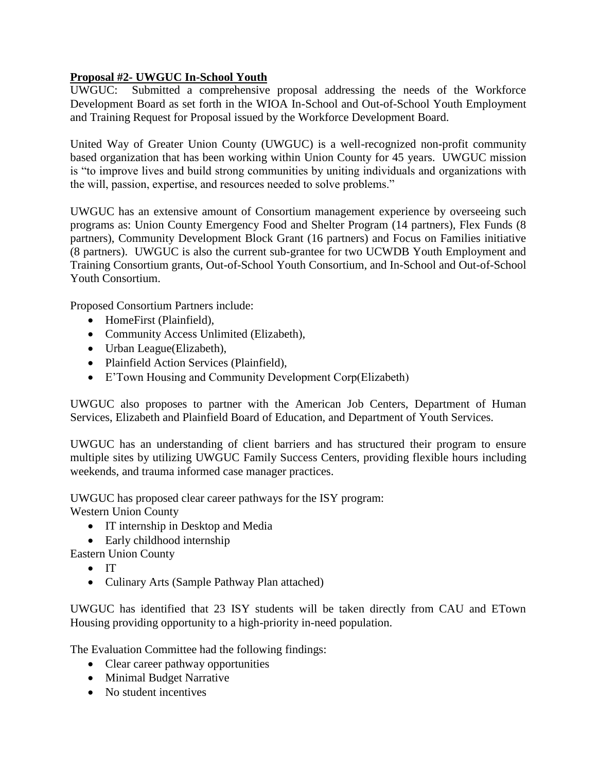**Proposal #2- UWGUC In-School Youth**

UWGUC: Submitted a comprehensive proposal addressing the needs of the Workforce Development Board as set forth in the WIOA In-School and Out-of-School Youth Employment and Training Request for Proposal issued by the Workforce Development Board.

United Way of Greater Union County (UWGUC) is a well-recognized non-profit community based organization that has been working within Union County for 45 years. UWGUC mission is "to improve lives and build strong communities by uniting individuals and organizations with the will, passion, expertise, and resources needed to solve problems."

UWGUC has an extensive amount of Consortium management experience by overseeing such programs as: Union County Emergency Food and Shelter Program (14 partners), Flex Funds (8 partners), Community Development Block Grant (16 partners) and Focus on Families initiative (8 partners). UWGUC is also the current sub-grantee for two UCWDB Youth Employment and Training Consortium grants, Out-of-School Youth Consortium, and In-School and Out-of-School Youth Consortium.

Proposed Consortium Partners include:

- HomeFirst (Plainfield),
- Community Access Unlimited (Elizabeth),
- Urban League(Elizabeth),
- Plainfield Action Services (Plainfield),
- E'Town Housing and Community Development Corp(Elizabeth)

UWGUC also proposes to partner with the American Job Centers, Department of Human Services, Elizabeth and Plainfield Board of Education, and Department of Youth Services.

UWGUC has an understanding of client barriers and has structured their program to ensure multiple sites by utilizing UWGUC Family Success Centers, providing flexible hours including weekends, and trauma informed case manager practices.

UWGUC has proposed clear career pathways for the ISY program:

Western Union County

- IT internship in Desktop and Media
- Early childhood internship

Eastern Union County

- IT
- Culinary Arts (Sample Pathway Plan attached)

UWGUC has identified that 23 ISY students will be taken directly from CAU and ETown Housing providing opportunity to a high-priority in-need population.

The Evaluation Committee had the following findings:

- Clear career pathway opportunities
- Minimal Budget Narrative
- No student incentives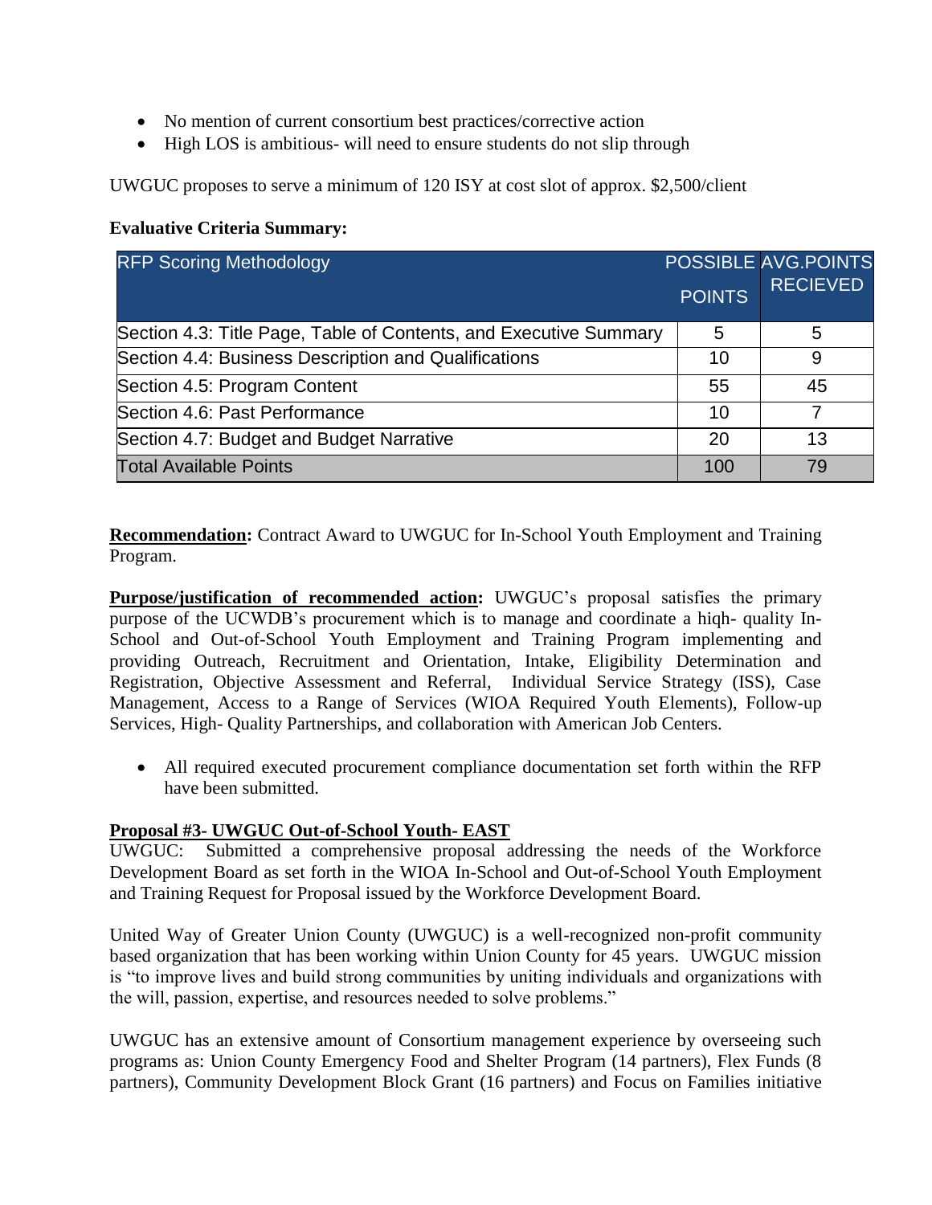- No mention of current consortium best practices/corrective action
- High LOS is ambitious- will need to ensure students do not slip through

UWGUC proposes to serve a minimum of 120 ISY at cost slot of approx. $2,500/client

**Evaluative Criteria Summary:**

| RFP Scoring Methodology | POSSIBLE POINTS | AVG.POINTS RECIEVED |
|---|---|---|
| Section 4.3: Title Page, Table of Contents, and Executive Summary | 5 | 5 |
| Section 4.4: Business Description and Qualifications | 10 | 9 |
| Section 4.5: Program Content | 55 | 45 |
| Section 4.6: Past Performance | 10 | 7 |
| Section 4.7: Budget and Budget Narrative | 20 | 13 |
| Total Available Points | 100 | 79 |

**Recommendation:** Contract Award to UWGUC for In-School Youth Employment and Training Program.

**Purpose/justification of recommended action:** UWGUC's proposal satisfies the primary purpose of the UCWDB's procurement which is to manage and coordinate a hiqh- quality In-School and Out-of-School Youth Employment and Training Program implementing and providing Outreach, Recruitment and Orientation, Intake, Eligibility Determination and Registration, Objective Assessment and Referral, Individual Service Strategy (ISS), Case Management, Access to a Range of Services (WIOA Required Youth Elements), Follow-up Services, High- Quality Partnerships, and collaboration with American Job Centers.

- All required executed procurement compliance documentation set forth within the RFP have been submitted.

**Proposal #3- UWGUC Out-of-School Youth- EAST**

UWGUC: Submitted a comprehensive proposal addressing the needs of the Workforce Development Board as set forth in the WIOA In-School and Out-of-School Youth Employment and Training Request for Proposal issued by the Workforce Development Board.

United Way of Greater Union County (UWGUC) is a well-recognized non-profit community based organization that has been working within Union County for 45 years. UWGUC mission is "to improve lives and build strong communities by uniting individuals and organizations with the will, passion, expertise, and resources needed to solve problems."

UWGUC has an extensive amount of Consortium management experience by overseeing such programs as: Union County Emergency Food and Shelter Program (14 partners), Flex Funds (8 partners), Community Development Block Grant (16 partners) and Focus on Families initiative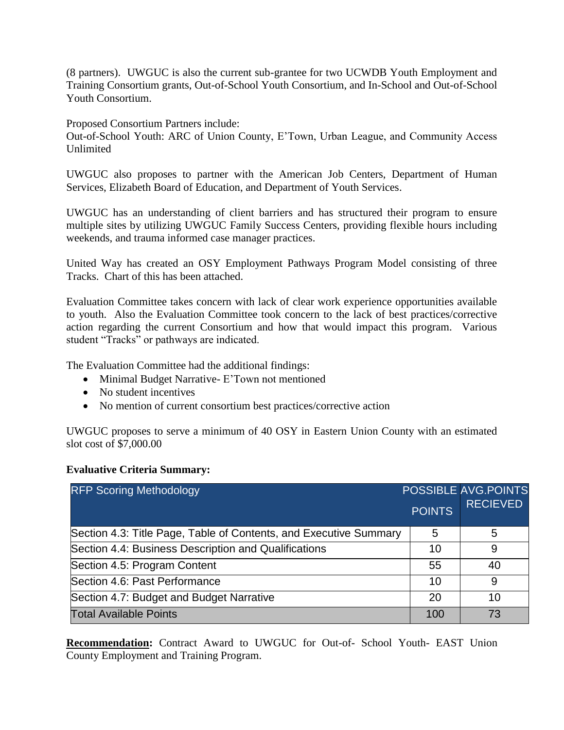(8 partners). UWGUC is also the current sub-grantee for two UCWDB Youth Employment and Training Consortium grants, Out-of-School Youth Consortium, and In-School and Out-of-School Youth Consortium.

Proposed Consortium Partners include:
Out-of-School Youth: ARC of Union County, E'Town, Urban League, and Community Access Unlimited

UWGUC also proposes to partner with the American Job Centers, Department of Human Services, Elizabeth Board of Education, and Department of Youth Services.

UWGUC has an understanding of client barriers and has structured their program to ensure multiple sites by utilizing UWGUC Family Success Centers, providing flexible hours including weekends, and trauma informed case manager practices.

United Way has created an OSY Employment Pathways Program Model consisting of three Tracks. Chart of this has been attached.

Evaluation Committee takes concern with lack of clear work experience opportunities available to youth. Also the Evaluation Committee took concern to the lack of best practices/corrective action regarding the current Consortium and how that would impact this program. Various student "Tracks" or pathways are indicated.

The Evaluation Committee had the additional findings:

- Minimal Budget Narrative- E'Town not mentioned
- No student incentives
- No mention of current consortium best practices/corrective action

UWGUC proposes to serve a minimum of 40 OSY in Eastern Union County with an estimated slot cost of $7,000.00

**Evaluative Criteria Summary:**

| RFP Scoring Methodology | POSSIBLE POINTS | AVG.POINTS RECIEVED |
|---|---|---|
| Section 4.3: Title Page, Table of Contents, and Executive Summary | 5 | 5 |
| Section 4.4: Business Description and Qualifications | 10 | 9 |
| Section 4.5: Program Content | 55 | 40 |
| Section 4.6: Past Performance | 10 | 9 |
| Section 4.7: Budget and Budget Narrative | 20 | 10 |
| Total Available Points | 100 | 73 |

**Recommendation:** Contract Award to UWGUC for Out-of- School Youth- EAST Union County Employment and Training Program.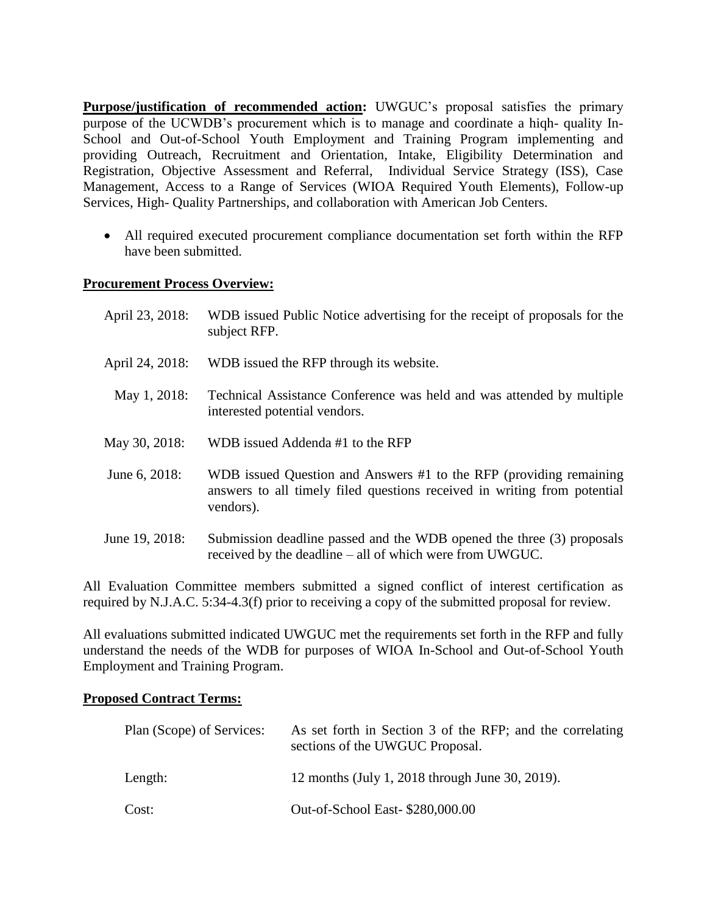**Purpose/justification of recommended action:** UWGUC's proposal satisfies the primary purpose of the UCWDB's procurement which is to manage and coordinate a hiqh- quality In-School and Out-of-School Youth Employment and Training Program implementing and providing Outreach, Recruitment and Orientation, Intake, Eligibility Determination and Registration, Objective Assessment and Referral, Individual Service Strategy (ISS), Case Management, Access to a Range of Services (WIOA Required Youth Elements), Follow-up Services, High- Quality Partnerships, and collaboration with American Job Centers.

- All required executed procurement compliance documentation set forth within the RFP have been submitted.

**Procurement Process Overview:**

| | |
|---|---|
| April 23, 2018: | WDB issued Public Notice advertising for the receipt of proposals for the subject RFP. |
| April 24, 2018: | WDB issued the RFP through its website. |
| May 1, 2018: | Technical Assistance Conference was held and was attended by multiple interested potential vendors. |
| May 30, 2018: | WDB issued Addenda #1 to the RFP |
| June 6, 2018: | WDB issued Question and Answers #1 to the RFP (providing remaining answers to all timely filed questions received in writing from potential vendors). |
| June 19, 2018: | Submission deadline passed and the WDB opened the three (3) proposals received by the deadline – all of which were from UWGUC. |

All Evaluation Committee members submitted a signed conflict of interest certification as required by N.J.A.C. 5:34-4.3(f) prior to receiving a copy of the submitted proposal for review.

All evaluations submitted indicated UWGUC met the requirements set forth in the RFP and fully understand the needs of the WDB for purposes of WIOA In-School and Out-of-School Youth Employment and Training Program.

**Proposed Contract Terms:**

| | |
|---|---|
| Plan (Scope) of Services: | As set forth in Section 3 of the RFP; and the correlating sections of the UWGUC Proposal. |
| Length: | 12 months (July 1, 2018 through June 30, 2019). |
| Cost: | Out-of-School East- $280,000.00 |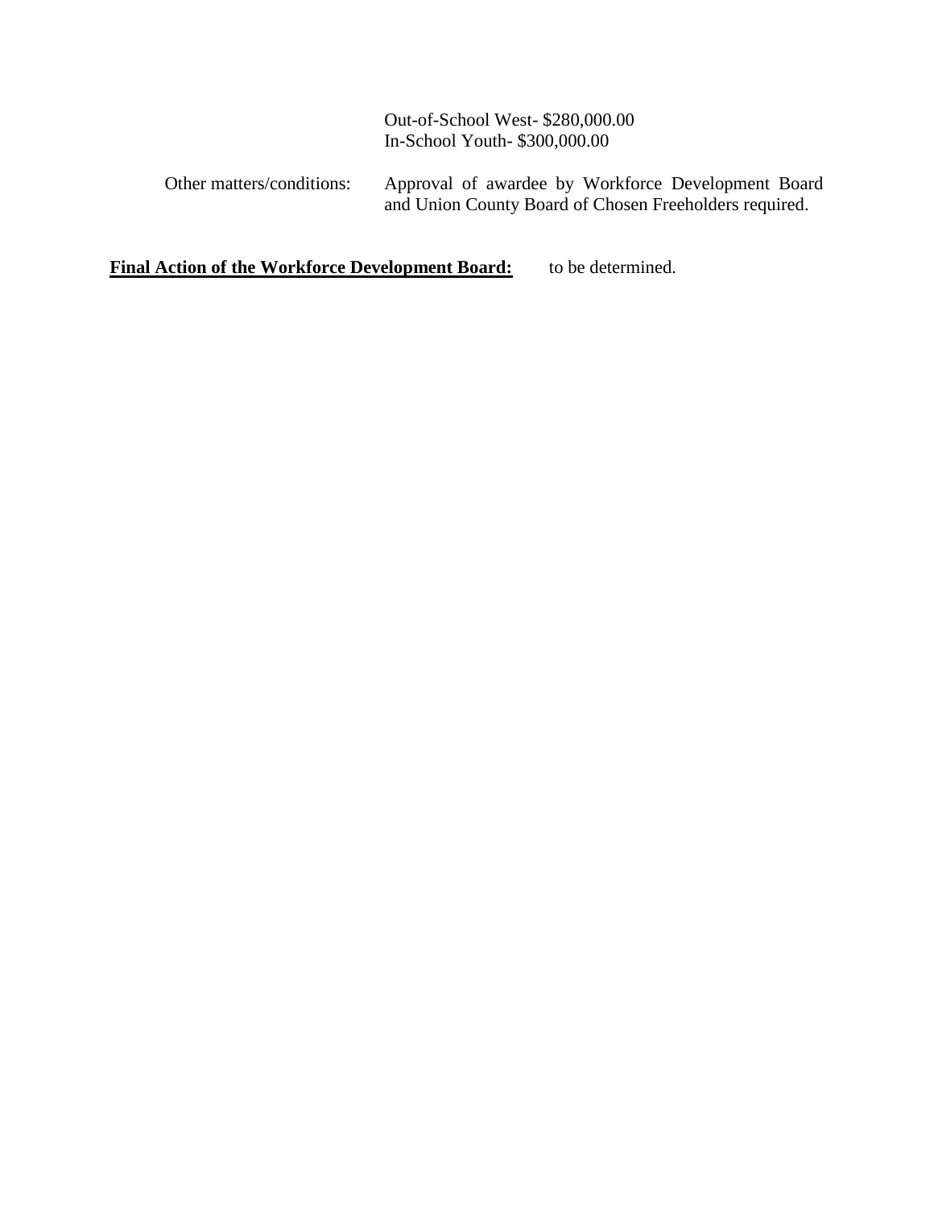Out-of-School West- $280,000.00
In-School Youth- $300,000.00

Other matters/conditions: Approval of awardee by Workforce Development Board and Union County Board of Chosen Freeholders required.

**Final Action of the Workforce Development Board:** to be determined.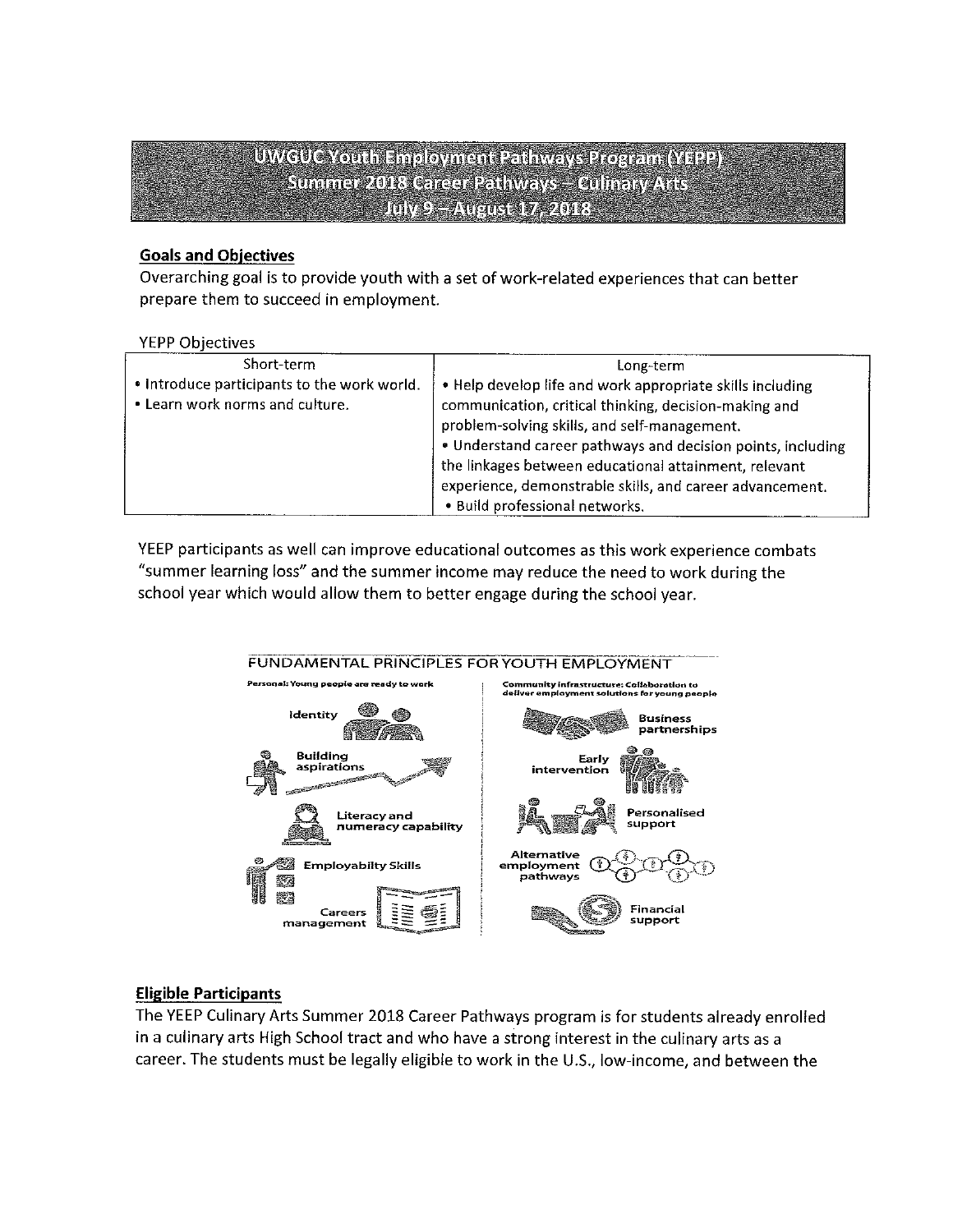# UWGUC Youth Employment Pathways Program (YEPP)
## Summer 2018 Career Pathways – Culinary Arts
### July 9 – August 17, 2018

**Goals and Objectives**

Overarching goal is to provide youth with a set of work-related experiences that can better prepare them to succeed in employment.

YEPP Objectives

| Short-term | Long-term |
|---|---|
| • Introduce participants to the work world.<br>• Learn work norms and culture. | • Help develop life and work appropriate skills including communication, critical thinking, decision-making and problem-solving skills, and self-management.<br>• Understand career pathways and decision points, including the linkages between educational attainment, relevant experience, demonstrable skills, and career advancement.<br>• Build professional networks. |

YEEP participants as well can improve educational outcomes as this work experience combats "summer learning loss" and the summer income may reduce the need to work during the school year which would allow them to better engage during the school year.

FUNDAMENTAL PRINCIPLES FOR YOUTH EMPLOYMENT

Personal: Young people are ready to work
- Identity
- Building aspirations
- Literacy and numeracy capability
- Employabilty Skills
- Careers management

Community infrastructure: Collaboration to deliver employment solutions for young people
- Business partnerships
- Early intervention
- Personalised support
- Alternative employment pathways
- Financial support

**Eligible Participants**

The YEEP Culinary Arts Summer 2018 Career Pathways program is for students already enrolled in a culinary arts High School tract and who have a strong interest in the culinary arts as a career. The students must be legally eligible to work in the U.S., low-income, and between the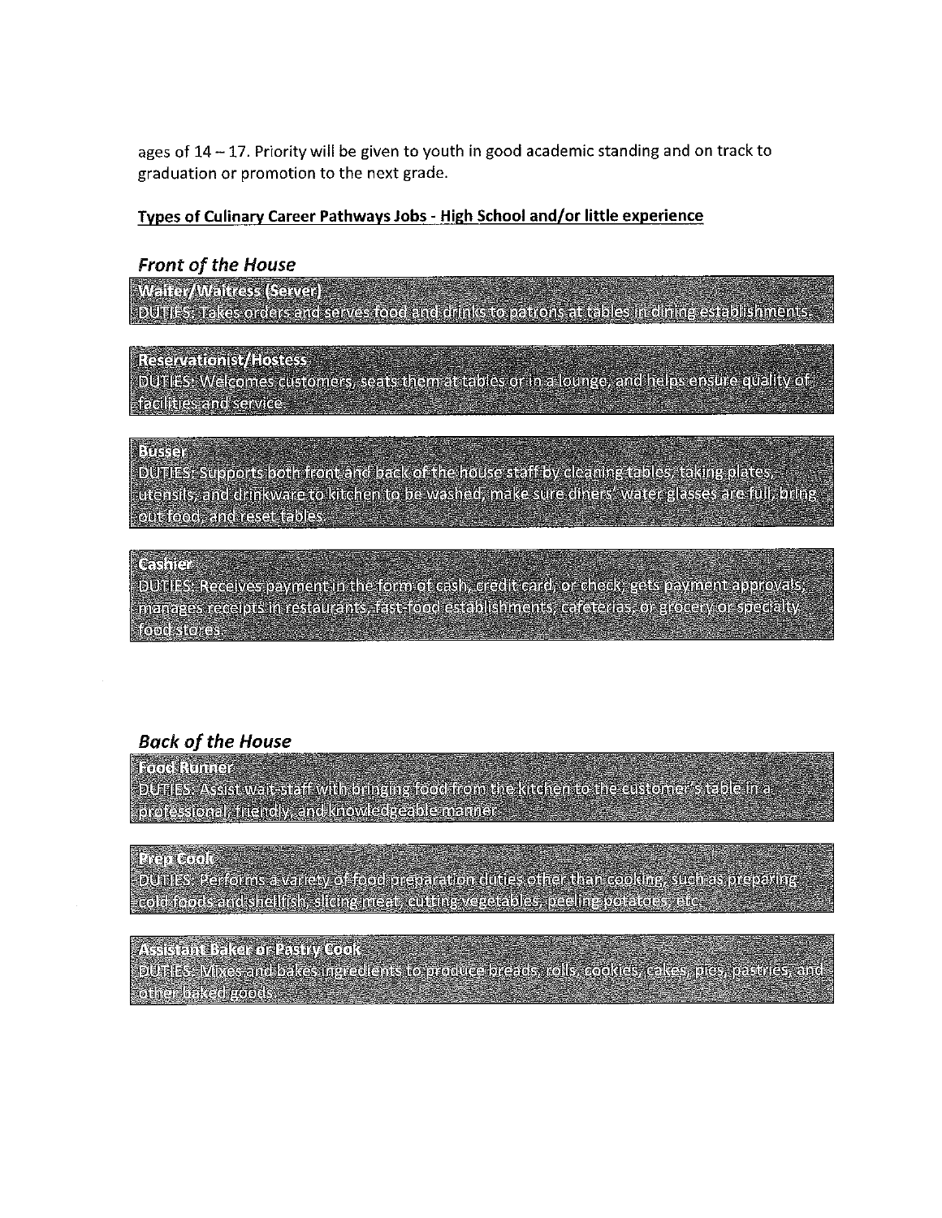ages of 14 – 17. Priority will be given to youth in good academic standing and on track to graduation or promotion to the next grade.

**Types of Culinary Career Pathways Jobs - High School and/or little experience**

## *Front of the House*

**Waiter/Waitress (Server)**
DUTIES: Takes orders and serves food and drinks to patrons at tables in dining establishments.

**Reservationist/Hostess**
DUTIES: Welcomes customers, seats them at tables or in a lounge, and helps ensure quality of facilities and service.

**Busser**
DUTIES: Supports both front and back of the house staff by cleaning tables, taking plates, utensils, and drinkware to kitchen to be washed, make sure diners' water glasses are full, bring out food, and reset tables.

**Cashier**
DUTIES: Receives payment in the form of cash, credit card, or check, gets payment approvals, manages receipts in restaurants, fast-food establishments, cafeterias, or grocery or specialty food stores.

## *Back of the House*

**Food Runner**
DUTIES: Assist wait-staff with bringing food from the kitchen to the customer's table in a professional, friendly, and knowledgeable manner.

**Prep Cook**
DUTIES: Performs a variety of food preparation duties other than cooking, such as preparing cold foods and shellfish, slicing meat, cutting vegetables, peeling potatoes, etc.

**Assistant Baker or Pastry Cook**
DUTIES: Mixes and bakes ingredients to produce breads, rolls, cookies, cakes, pies, pastries, and other baked goods.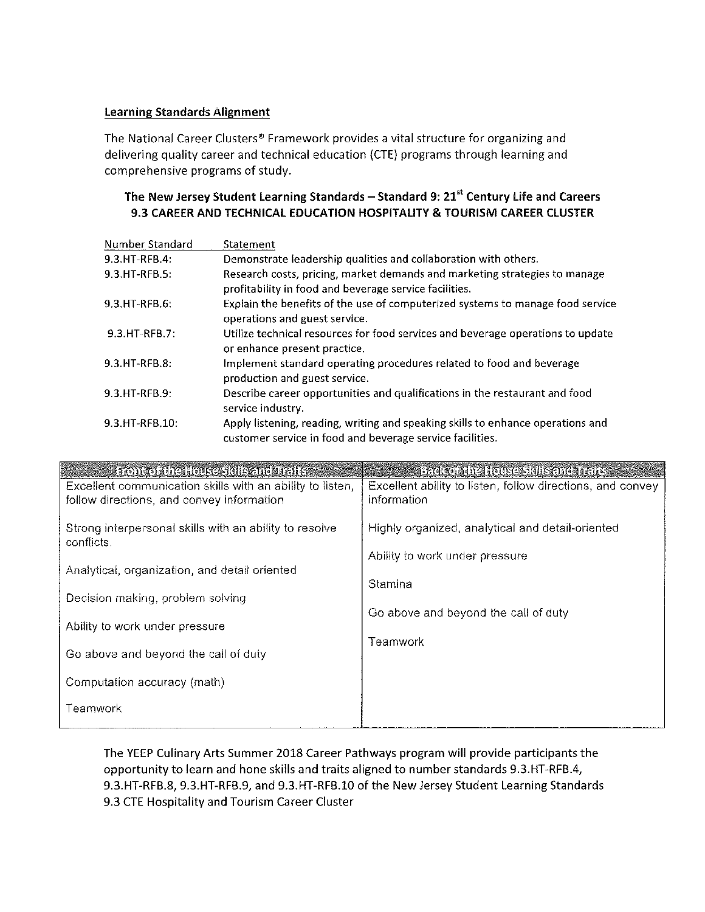## Learning Standards Alignment

The National Career Clusters® Framework provides a vital structure for organizing and delivering quality career and technical education (CTE) programs through learning and comprehensive programs of study.

### The New Jersey Student Learning Standards – Standard 9: 21st Century Life and Careers
### 9.3 CAREER AND TECHNICAL EDUCATION HOSPITALITY & TOURISM CAREER CLUSTER

| Number Standard | Statement |
|---|---|
| 9.3.HT-RFB.4: | Demonstrate leadership qualities and collaboration with others. |
| 9.3.HT-RFB.5: | Research costs, pricing, market demands and marketing strategies to manage profitability in food and beverage service facilities. |
| 9.3.HT-RFB.6: | Explain the benefits of the use of computerized systems to manage food service operations and guest service. |
| 9.3.HT-RFB.7: | Utilize technical resources for food services and beverage operations to update or enhance present practice. |
| 9.3.HT-RFB.8: | Implement standard operating procedures related to food and beverage production and guest service. |
| 9.3.HT-RFB.9: | Describe career opportunities and qualifications in the restaurant and food service industry. |
| 9.3.HT-RFB.10: | Apply listening, reading, writing and speaking skills to enhance operations and customer service in food and beverage service facilities. |

| Front of the House Skills and Traits | Back of the House Skills and Traits |
|---|---|
| Excellent communication skills with an ability to listen, follow directions, and convey information | Excellent ability to listen, follow directions, and convey information |
| Strong interpersonal skills with an ability to resolve conflicts. | Highly organized, analytical and detail-oriented |
| Analytical, organization, and detail oriented | Ability to work under pressure |
| Decision making, problem solving | Stamina |
| Ability to work under pressure | Go above and beyond the call of duty |
| Go above and beyond the call of duty | Teamwork |
| Computation accuracy (math) | |
| Teamwork | |

The YEEP Culinary Arts Summer 2018 Career Pathways program will provide participants the opportunity to learn and hone skills and traits aligned to number standards 9.3.HT-RFB.4, 9.3.HT-RFB.8, 9.3.HT-RFB.9, and 9.3.HT-RFB.10 of the New Jersey Student Learning Standards 9.3 CTE Hospitality and Tourism Career Cluster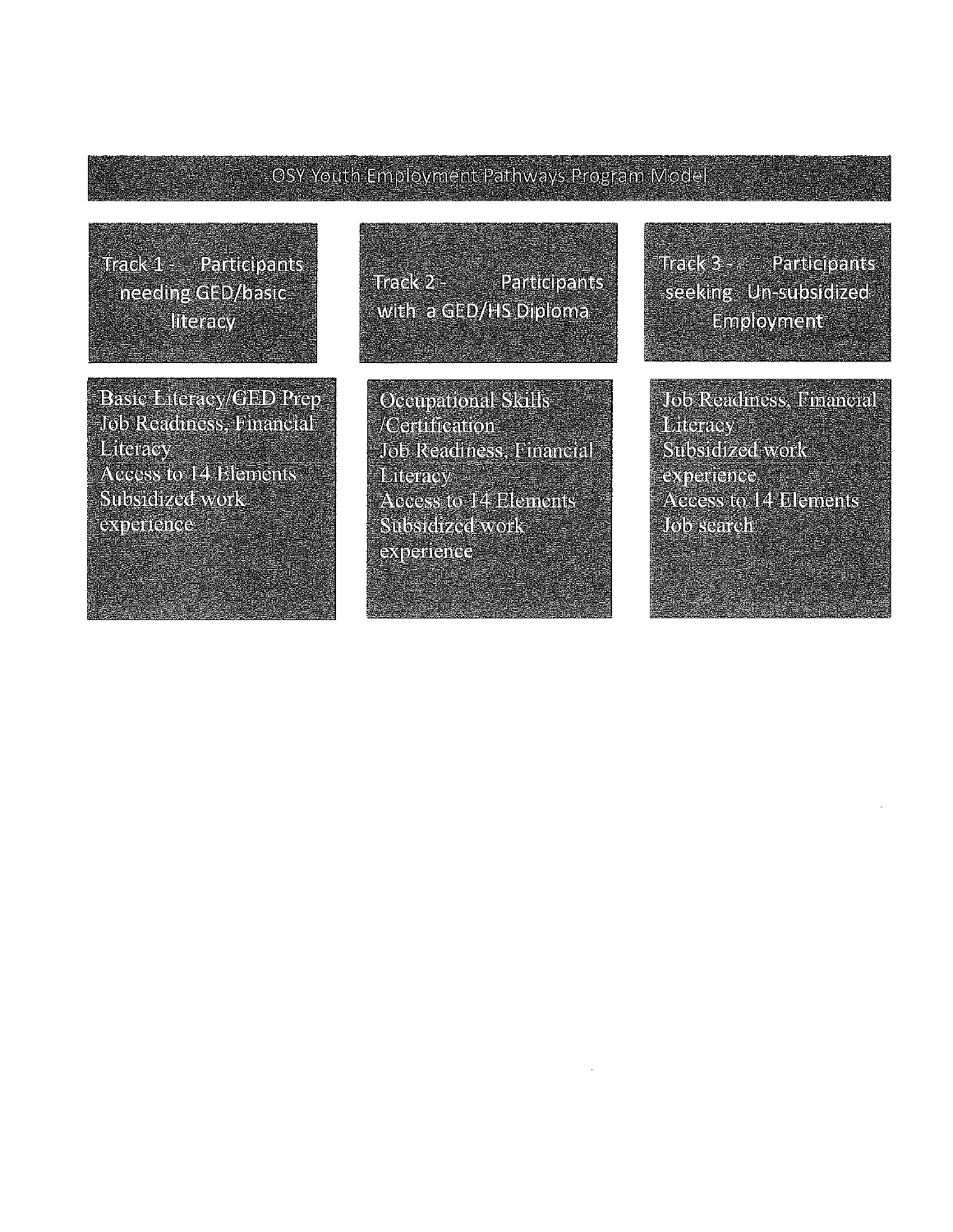# OSY Youth Employment Pathways Program Model

| Track 1 - Participants needing GED/basic literacy | Track 2 - Participants with a GED/HS Diploma | Track 3 - Participants seeking Un-subsidized Employment |
|---|---|---|
| Basic Literacy/GED Prep<br>Job Readiness, Financial Literacy<br>Access to 14 Elements<br>Subsidized work experience | Occupational Skills /Certification<br>Job Readiness, Financial Literacy<br>Access to 14 Elements<br>Subsidized work experience | Job Readiness, Financial Literacy<br>Subsidized work experience<br>Access to 14 Elements<br>Job search |